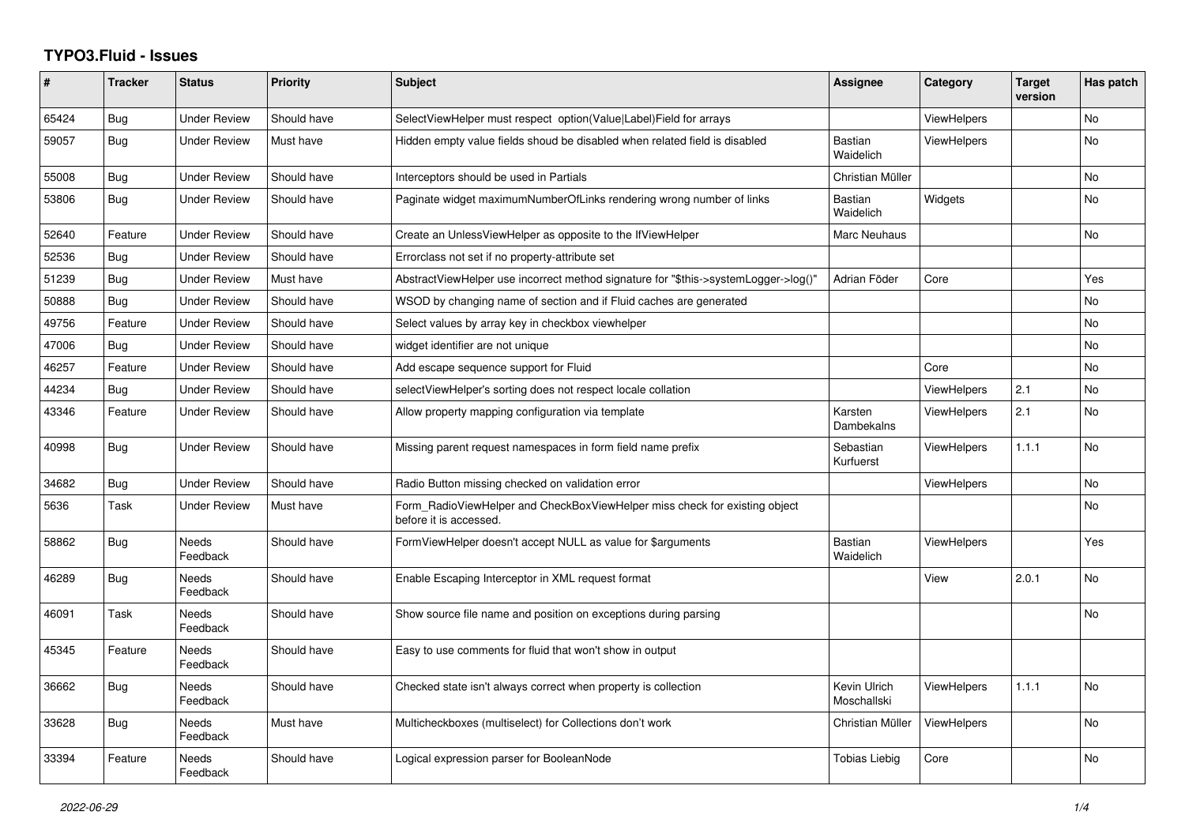# TYPO3.Fluid - Issues

| # | Tracker | Status | Priority | Subject | Assignee | Category | Target version | Has patch |
|---|---|---|---|---|---|---|---|---|
| 65424 | Bug | Under Review | Should have | SelectViewHelper must respect option(Value\|Label)Field for arrays | | ViewHelpers | | No |
| 59057 | Bug | Under Review | Must have | Hidden empty value fields shoud be disabled when related field is disabled | Bastian Waidelich | ViewHelpers | | No |
| 55008 | Bug | Under Review | Should have | Interceptors should be used in Partials | Christian Müller | | | No |
| 53806 | Bug | Under Review | Should have | Paginate widget maximumNumberOfLinks rendering wrong number of links | Bastian Waidelich | Widgets | | No |
| 52640 | Feature | Under Review | Should have | Create an UnlessViewHelper as opposite to the IfViewHelper | Marc Neuhaus | | | No |
| 52536 | Bug | Under Review | Should have | Errorclass not set if no property-attribute set | | | | |
| 51239 | Bug | Under Review | Must have | AbstractViewHelper use incorrect method signature for "$this->systemLogger->log()" | Adrian Föder | Core | | Yes |
| 50888 | Bug | Under Review | Should have | WSOD by changing name of section and if Fluid caches are generated | | | | No |
| 49756 | Feature | Under Review | Should have | Select values by array key in checkbox viewhelper | | | | No |
| 47006 | Bug | Under Review | Should have | widget identifier are not unique | | | | No |
| 46257 | Feature | Under Review | Should have | Add escape sequence support for Fluid | | Core | | No |
| 44234 | Bug | Under Review | Should have | selectViewHelper's sorting does not respect locale collation | | ViewHelpers | 2.1 | No |
| 43346 | Feature | Under Review | Should have | Allow property mapping configuration via template | Karsten Dambekalns | ViewHelpers | 2.1 | No |
| 40998 | Bug | Under Review | Should have | Missing parent request namespaces in form field name prefix | Sebastian Kurfuerst | ViewHelpers | 1.1.1 | No |
| 34682 | Bug | Under Review | Should have | Radio Button missing checked on validation error | | ViewHelpers | | No |
| 5636 | Task | Under Review | Must have | Form_RadioViewHelper and CheckBoxViewHelper miss check for existing object before it is accessed. | | | | No |
| 58862 | Bug | Needs Feedback | Should have | FormViewHelper doesn't accept NULL as value for $arguments | Bastian Waidelich | ViewHelpers | | Yes |
| 46289 | Bug | Needs Feedback | Should have | Enable Escaping Interceptor in XML request format | | View | 2.0.1 | No |
| 46091 | Task | Needs Feedback | Should have | Show source file name and position on exceptions during parsing | | | | No |
| 45345 | Feature | Needs Feedback | Should have | Easy to use comments for fluid that won't show in output | | | | |
| 36662 | Bug | Needs Feedback | Should have | Checked state isn't always correct when property is collection | Kevin Ulrich Moschallski | ViewHelpers | 1.1.1 | No |
| 33628 | Bug | Needs Feedback | Must have | Multicheckboxes (multiselect) for Collections don't work | Christian Müller | ViewHelpers | | No |
| 33394 | Feature | Needs Feedback | Should have | Logical expression parser for BooleanNode | Tobias Liebig | Core | | No |

*2022-06-29*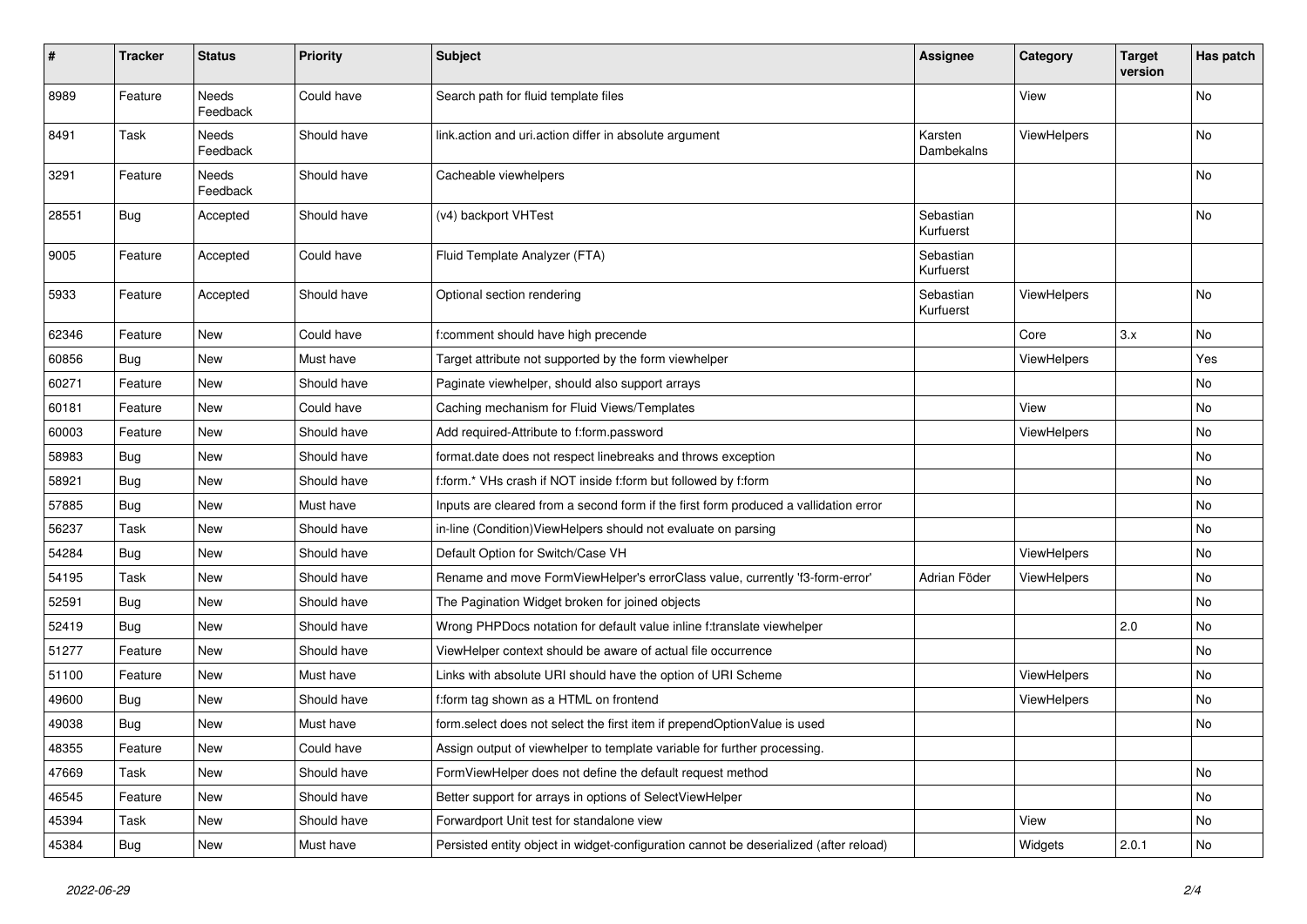| # | Tracker | Status | Priority | Subject | Assignee | Category | Target version | Has patch |
|---|---|---|---|---|---|---|---|---|
| 8989 | Feature | Needs Feedback | Could have | Search path for fluid template files | | View | | No |
| 8491 | Task | Needs Feedback | Should have | link.action and uri.action differ in absolute argument | Karsten Dambekalns | ViewHelpers | | No |
| 3291 | Feature | Needs Feedback | Should have | Cacheable viewhelpers | | | | No |
| 28551 | Bug | Accepted | Should have | (v4) backport VHTest | Sebastian Kurfuerst | | | No |
| 9005 | Feature | Accepted | Could have | Fluid Template Analyzer (FTA) | Sebastian Kurfuerst | | | |
| 5933 | Feature | Accepted | Should have | Optional section rendering | Sebastian Kurfuerst | ViewHelpers | | No |
| 62346 | Feature | New | Could have | f:comment should have high precende | | Core | 3.x | No |
| 60856 | Bug | New | Must have | Target attribute not supported by the form viewhelper | | ViewHelpers | | Yes |
| 60271 | Feature | New | Should have | Paginate viewhelper, should also support arrays | | | | No |
| 60181 | Feature | New | Could have | Caching mechanism for Fluid Views/Templates | | View | | No |
| 60003 | Feature | New | Should have | Add required-Attribute to f:form.password | | ViewHelpers | | No |
| 58983 | Bug | New | Should have | format.date does not respect linebreaks and throws exception | | | | No |
| 58921 | Bug | New | Should have | f:form.* VHs crash if NOT inside f:form but followed by f:form | | | | No |
| 57885 | Bug | New | Must have | Inputs are cleared from a second form if the first form produced a vallidation error | | | | No |
| 56237 | Task | New | Should have | in-line (Condition)ViewHelpers should not evaluate on parsing | | | | No |
| 54284 | Bug | New | Should have | Default Option for Switch/Case VH | | ViewHelpers | | No |
| 54195 | Task | New | Should have | Rename and move FormViewHelper's errorClass value, currently 'f3-form-error' | Adrian Föder | ViewHelpers | | No |
| 52591 | Bug | New | Should have | The Pagination Widget broken for joined objects | | | | No |
| 52419 | Bug | New | Should have | Wrong PHPDocs notation for default value inline f:translate viewhelper | | | 2.0 | No |
| 51277 | Feature | New | Should have | ViewHelper context should be aware of actual file occurrence | | | | No |
| 51100 | Feature | New | Must have | Links with absolute URI should have the option of URI Scheme | | ViewHelpers | | No |
| 49600 | Bug | New | Should have | f:form tag shown as a HTML on frontend | | ViewHelpers | | No |
| 49038 | Bug | New | Must have | form.select does not select the first item if prependOptionValue is used | | | | No |
| 48355 | Feature | New | Could have | Assign output of viewhelper to template variable for further processing. | | | | |
| 47669 | Task | New | Should have | FormViewHelper does not define the default request method | | | | No |
| 46545 | Feature | New | Should have | Better support for arrays in options of SelectViewHelper | | | | No |
| 45394 | Task | New | Should have | Forwardport Unit test for standalone view | | View | | No |
| 45384 | Bug | New | Must have | Persisted entity object in widget-configuration cannot be deserialized (after reload) | | Widgets | 2.0.1 | No |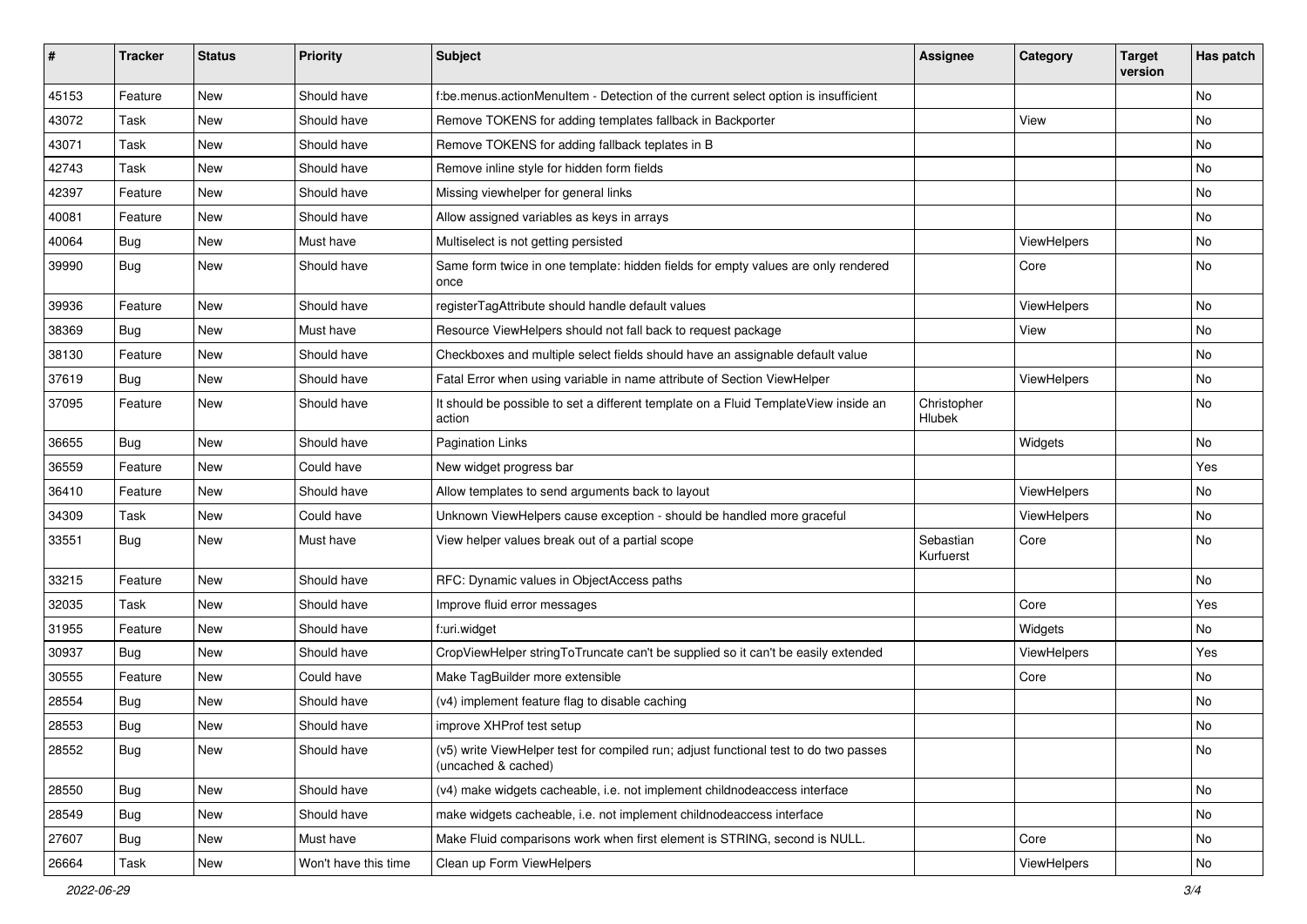| # | Tracker | Status | Priority | Subject | Assignee | Category | Target version | Has patch |
|---|---|---|---|---|---|---|---|---|
| 45153 | Feature | New | Should have | f:be.menus.actionMenuItem - Detection of the current select option is insufficient | | | | No |
| 43072 | Task | New | Should have | Remove TOKENS for adding templates fallback in Backporter | | View | | No |
| 43071 | Task | New | Should have | Remove TOKENS for adding fallback teplates in B | | | | No |
| 42743 | Task | New | Should have | Remove inline style for hidden form fields | | | | No |
| 42397 | Feature | New | Should have | Missing viewhelper for general links | | | | No |
| 40081 | Feature | New | Should have | Allow assigned variables as keys in arrays | | | | No |
| 40064 | Bug | New | Must have | Multiselect is not getting persisted | | ViewHelpers | | No |
| 39990 | Bug | New | Should have | Same form twice in one template: hidden fields for empty values are only rendered once | | Core | | No |
| 39936 | Feature | New | Should have | registerTagAttribute should handle default values | | ViewHelpers | | No |
| 38369 | Bug | New | Must have | Resource ViewHelpers should not fall back to request package | | View | | No |
| 38130 | Feature | New | Should have | Checkboxes and multiple select fields should have an assignable default value | | | | No |
| 37619 | Bug | New | Should have | Fatal Error when using variable in name attribute of Section ViewHelper | | ViewHelpers | | No |
| 37095 | Feature | New | Should have | It should be possible to set a different template on a Fluid TemplateView inside an action | Christopher Hlubek | | | No |
| 36655 | Bug | New | Should have | Pagination Links | | Widgets | | No |
| 36559 | Feature | New | Could have | New widget progress bar | | | | Yes |
| 36410 | Feature | New | Should have | Allow templates to send arguments back to layout | | ViewHelpers | | No |
| 34309 | Task | New | Could have | Unknown ViewHelpers cause exception - should be handled more graceful | | ViewHelpers | | No |
| 33551 | Bug | New | Must have | View helper values break out of a partial scope | Sebastian Kurfuerst | Core | | No |
| 33215 | Feature | New | Should have | RFC: Dynamic values in ObjectAccess paths | | | | No |
| 32035 | Task | New | Should have | Improve fluid error messages | | Core | | Yes |
| 31955 | Feature | New | Should have | f:uri.widget | | Widgets | | No |
| 30937 | Bug | New | Should have | CropViewHelper stringToTruncate can't be supplied so it can't be easily extended | | ViewHelpers | | Yes |
| 30555 | Feature | New | Could have | Make TagBuilder more extensible | | Core | | No |
| 28554 | Bug | New | Should have | (v4) implement feature flag to disable caching | | | | No |
| 28553 | Bug | New | Should have | improve XHProf test setup | | | | No |
| 28552 | Bug | New | Should have | (v5) write ViewHelper test for compiled run; adjust functional test to do two passes (uncached & cached) | | | | No |
| 28550 | Bug | New | Should have | (v4) make widgets cacheable, i.e. not implement childnodeaccess interface | | | | No |
| 28549 | Bug | New | Should have | make widgets cacheable, i.e. not implement childnodeaccess interface | | | | No |
| 27607 | Bug | New | Must have | Make Fluid comparisons work when first element is STRING, second is NULL. | | Core | | No |
| 26664 | Task | New | Won't have this time | Clean up Form ViewHelpers | | ViewHelpers | | No |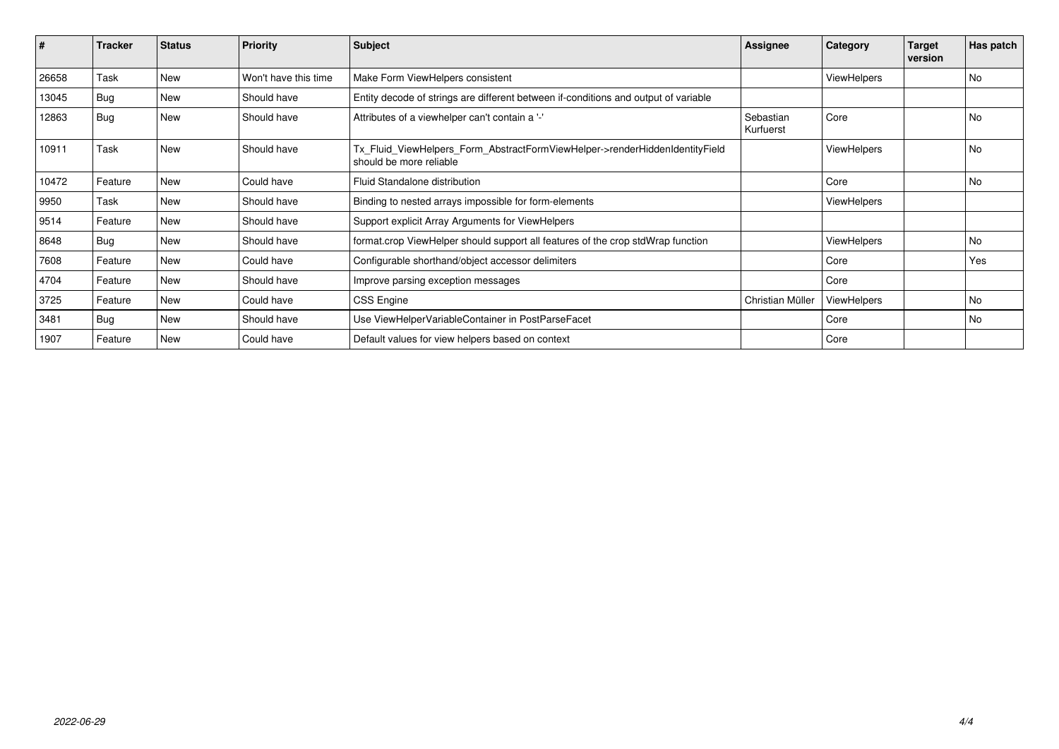| # | Tracker | Status | Priority | Subject | Assignee | Category | Target version | Has patch |
|---|---|---|---|---|---|---|---|---|
| 26658 | Task | New | Won't have this time | Make Form ViewHelpers consistent | | ViewHelpers | | No |
| 13045 | Bug | New | Should have | Entity decode of strings are different between if-conditions and output of variable | | | | |
| 12863 | Bug | New | Should have | Attributes of a viewhelper can't contain a '-' | Sebastian Kurfuerst | Core | | No |
| 10911 | Task | New | Should have | Tx_Fluid_ViewHelpers_Form_AbstractFormViewHelper->renderHiddenIdentityField should be more reliable | | ViewHelpers | | No |
| 10472 | Feature | New | Could have | Fluid Standalone distribution | | Core | | No |
| 9950 | Task | New | Should have | Binding to nested arrays impossible for form-elements | | ViewHelpers | | |
| 9514 | Feature | New | Should have | Support explicit Array Arguments for ViewHelpers | | | | |
| 8648 | Bug | New | Should have | format.crop ViewHelper should support all features of the crop stdWrap function | | ViewHelpers | | No |
| 7608 | Feature | New | Could have | Configurable shorthand/object accessor delimiters | | Core | | Yes |
| 4704 | Feature | New | Should have | Improve parsing exception messages | | Core | | |
| 3725 | Feature | New | Could have | CSS Engine | Christian Müller | ViewHelpers | | No |
| 3481 | Bug | New | Should have | Use ViewHelperVariableContainer in PostParseFacet | | Core | | No |
| 1907 | Feature | New | Could have | Default values for view helpers based on context | | Core | | |

2022-06-29